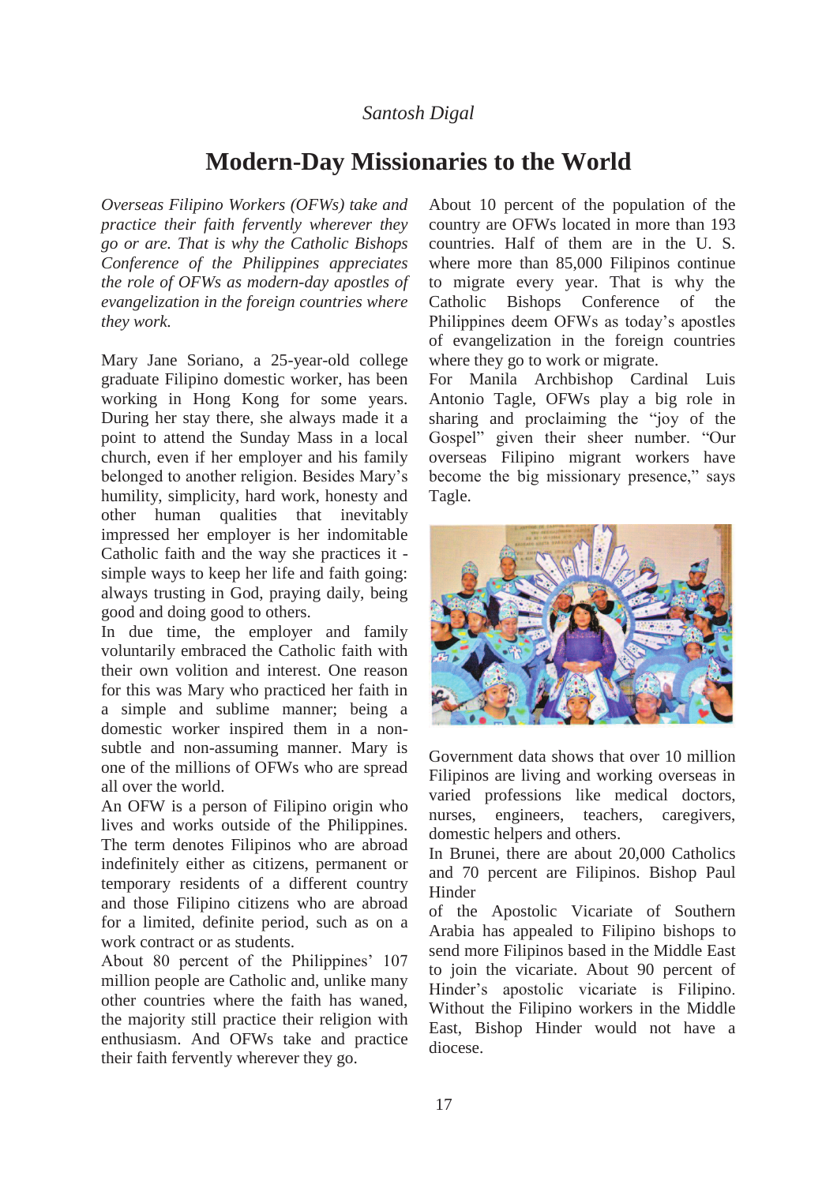*Santosh Digal*

# Modern-Day Missionaries to the World

*Overseas Filipino Workers (OFWs) take and practice their faith fervently wherever they go or are. That is why the Catholic Bishops Conference of the Philippines appreciates the role of OFWs as modern-day apostles of evangelization in the foreign countries where they work.*

Mary Jane Soriano, a 25-year-old college graduate Filipino domestic worker, has been working in Hong Kong for some years. During her stay there, she always made it a point to attend the Sunday Mass in a local church, even if her employer and his family belonged to another religion. Besides Mary's humility, simplicity, hard work, honesty and other human qualities that inevitably impressed her employer is her indomitable Catholic faith and the way she practices it - simple ways to keep her life and faith going: always trusting in God, praying daily, being good and doing good to others.

In due time, the employer and family voluntarily embraced the Catholic faith with their own volition and interest. One reason for this was Mary who practiced her faith in a simple and sublime manner; being a domestic worker inspired them in a non-subtle and non-assuming manner. Mary is one of the millions of OFWs who are spread all over the world.

An OFW is a person of Filipino origin who lives and works outside of the Philippines. The term denotes Filipinos who are abroad indefinitely either as citizens, permanent or temporary residents of a different country and those Filipino citizens who are abroad for a limited, definite period, such as on a work contract or as students.

About 80 percent of the Philippines' 107 million people are Catholic and, unlike many other countries where the faith has waned, the majority still practice their religion with enthusiasm. And OFWs take and practice their faith fervently wherever they go.

About 10 percent of the population of the country are OFWs located in more than 193 countries. Half of them are in the U. S. where more than 85,000 Filipinos continue to migrate every year. That is why the Catholic Bishops Conference of the Philippines deem OFWs as today's apostles of evangelization in the foreign countries where they go to work or migrate.

For Manila Archbishop Cardinal Luis Antonio Tagle, OFWs play a big role in sharing and proclaiming the "joy of the Gospel" given their sheer number. "Our overseas Filipino migrant workers have become the big missionary presence," says Tagle.

Government data shows that over 10 million Filipinos are living and working overseas in varied professions like medical doctors, nurses, engineers, teachers, caregivers, domestic helpers and others.

In Brunei, there are about 20,000 Catholics and 70 percent are Filipinos. Bishop Paul Hinder of the Apostolic Vicariate of Southern Arabia has appealed to Filipino bishops to send more Filipinos based in the Middle East to join the vicariate. About 90 percent of Hinder's apostolic vicariate is Filipino. Without the Filipino workers in the Middle East, Bishop Hinder would not have a diocese.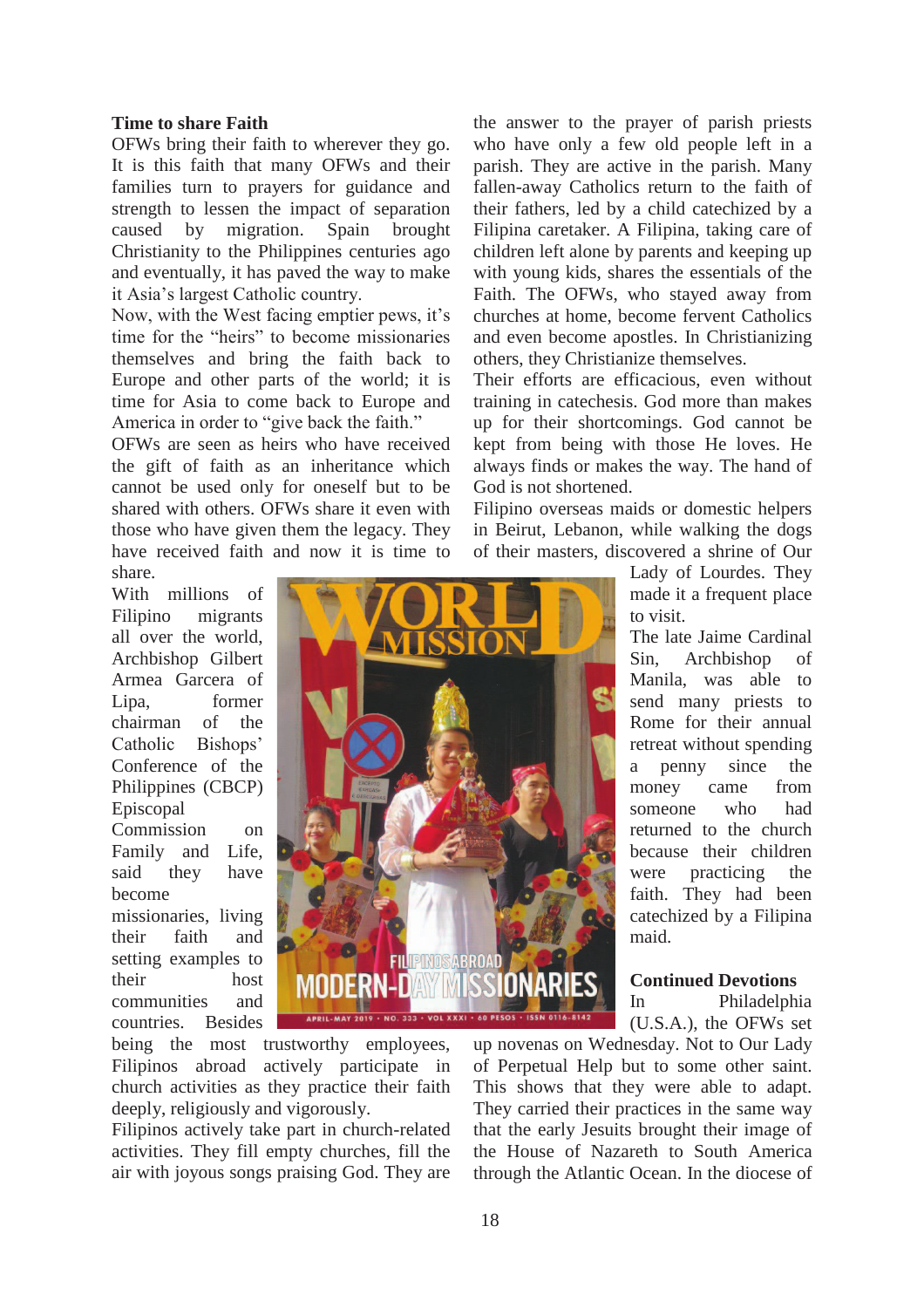## Time to share Faith

OFWs bring their faith to wherever they go. It is this faith that many OFWs and their families turn to prayers for guidance and strength to lessen the impact of separation caused by migration. Spain brought Christianity to the Philippines centuries ago and eventually, it has paved the way to make it Asia's largest Catholic country.

Now, with the West facing emptier pews, it's time for the "heirs" to become missionaries themselves and bring the faith back to Europe and other parts of the world; it is time for Asia to come back to Europe and America in order to "give back the faith."

OFWs are seen as heirs who have received the gift of faith as an inheritance which cannot be used only for oneself but to be shared with others. OFWs share it even with those who have given them the legacy. They have received faith and now it is time to share.

With millions of Filipino migrants all over the world, Archbishop Gilbert Armea Garcera of Lipa, former chairman of the Catholic Bishops' Conference of the Philippines (CBCP) Episcopal Commission on Family and Life, said they have become missionaries, living their faith and setting examples to their host communities and countries. Besides being the most trustworthy employees, Filipinos abroad actively participate in church activities as they practice their faith deeply, religiously and vigorously.

Filipinos actively take part in church-related activities. They fill empty churches, fill the air with joyous songs praising God. They are the answer to the prayer of parish priests who have only a few old people left in a parish. They are active in the parish. Many fallen-away Catholics return to the faith of their fathers, led by a child catechized by a Filipina caretaker. A Filipina, taking care of children left alone by parents and keeping up with young kids, shares the essentials of the Faith. The OFWs, who stayed away from churches at home, become fervent Catholics and even become apostles. In Christianizing others, they Christianize themselves.

Their efforts are efficacious, even without training in catechesis. God more than makes up for their shortcomings. God cannot be kept from being with those He loves. He always finds or makes the way. The hand of God is not shortened.

Filipino overseas maids or domestic helpers in Beirut, Lebanon, while walking the dogs of their masters, discovered a shrine of Our Lady of Lourdes. They made it a frequent place to visit.

The late Jaime Cardinal Sin, Archbishop of Manila, was able to send many priests to Rome for their annual retreat without spending a penny since the money came from someone who had returned to the church because their children were practicing the faith. They had been catechized by a Filipina maid.

## Continued Devotions

In Philadelphia (U.S.A.), the OFWs set up novenas on Wednesday. Not to Our Lady of Perpetual Help but to some other saint. This shows that they were able to adapt. They carried their practices in the same way that the early Jesuits brought their image of the House of Nazareth to South America through the Atlantic Ocean. In the diocese of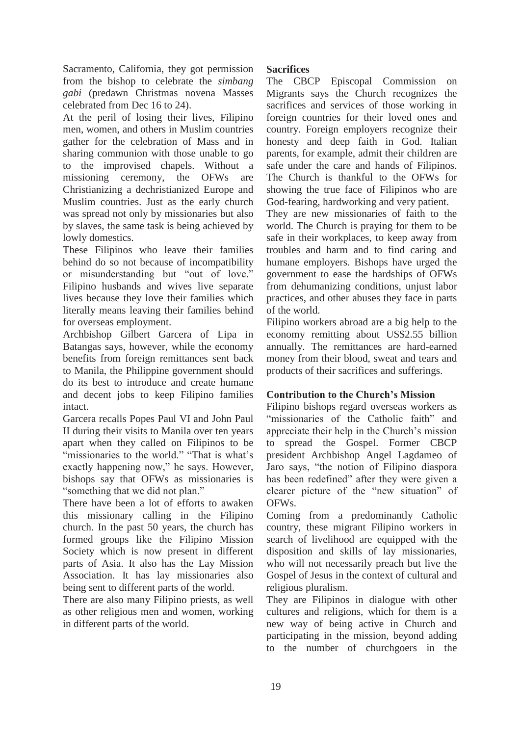Sacramento, California, they got permission from the bishop to celebrate the *simbang gabi* (predawn Christmas novena Masses celebrated from Dec 16 to 24).

At the peril of losing their lives, Filipino men, women, and others in Muslim countries gather for the celebration of Mass and in sharing communion with those unable to go to the improvised chapels. Without a missioning ceremony, the OFWs are Christianizing a dechristianized Europe and Muslim countries. Just as the early church was spread not only by missionaries but also by slaves, the same task is being achieved by lowly domestics.

These Filipinos who leave their families behind do so not because of incompatibility or misunderstanding but "out of love." Filipino husbands and wives live separate lives because they love their families which literally means leaving their families behind for overseas employment.

Archbishop Gilbert Garcera of Lipa in Batangas says, however, while the economy benefits from foreign remittances sent back to Manila, the Philippine government should do its best to introduce and create humane and decent jobs to keep Filipino families intact.

Garcera recalls Popes Paul VI and John Paul II during their visits to Manila over ten years apart when they called on Filipinos to be "missionaries to the world." "That is what's exactly happening now," he says. However, bishops say that OFWs as missionaries is "something that we did not plan."

There have been a lot of efforts to awaken this missionary calling in the Filipino church. In the past 50 years, the church has formed groups like the Filipino Mission Society which is now present in different parts of Asia. It also has the Lay Mission Association. It has lay missionaries also being sent to different parts of the world.

There are also many Filipino priests, as well as other religious men and women, working in different parts of the world.

**Sacrifices**

The CBCP Episcopal Commission on Migrants says the Church recognizes the sacrifices and services of those working in foreign countries for their loved ones and country. Foreign employers recognize their honesty and deep faith in God. Italian parents, for example, admit their children are safe under the care and hands of Filipinos. The Church is thankful to the OFWs for showing the true face of Filipinos who are God-fearing, hardworking and very patient.

They are new missionaries of faith to the world. The Church is praying for them to be safe in their workplaces, to keep away from troubles and harm and to find caring and humane employers. Bishops have urged the government to ease the hardships of OFWs from dehumanizing conditions, unjust labor practices, and other abuses they face in parts of the world.

Filipino workers abroad are a big help to the economy remitting about US$2.55 billion annually. The remittances are hard-earned money from their blood, sweat and tears and products of their sacrifices and sufferings.

**Contribution to the Church's Mission**

Filipino bishops regard overseas workers as "missionaries of the Catholic faith" and appreciate their help in the Church's mission to spread the Gospel. Former CBCP president Archbishop Angel Lagdameo of Jaro says, "the notion of Filipino diaspora has been redefined" after they were given a clearer picture of the "new situation" of OFWs.

Coming from a predominantly Catholic country, these migrant Filipino workers in search of livelihood are equipped with the disposition and skills of lay missionaries, who will not necessarily preach but live the Gospel of Jesus in the context of cultural and religious pluralism.

They are Filipinos in dialogue with other cultures and religions, which for them is a new way of being active in Church and participating in the mission, beyond adding to the number of churchgoers in the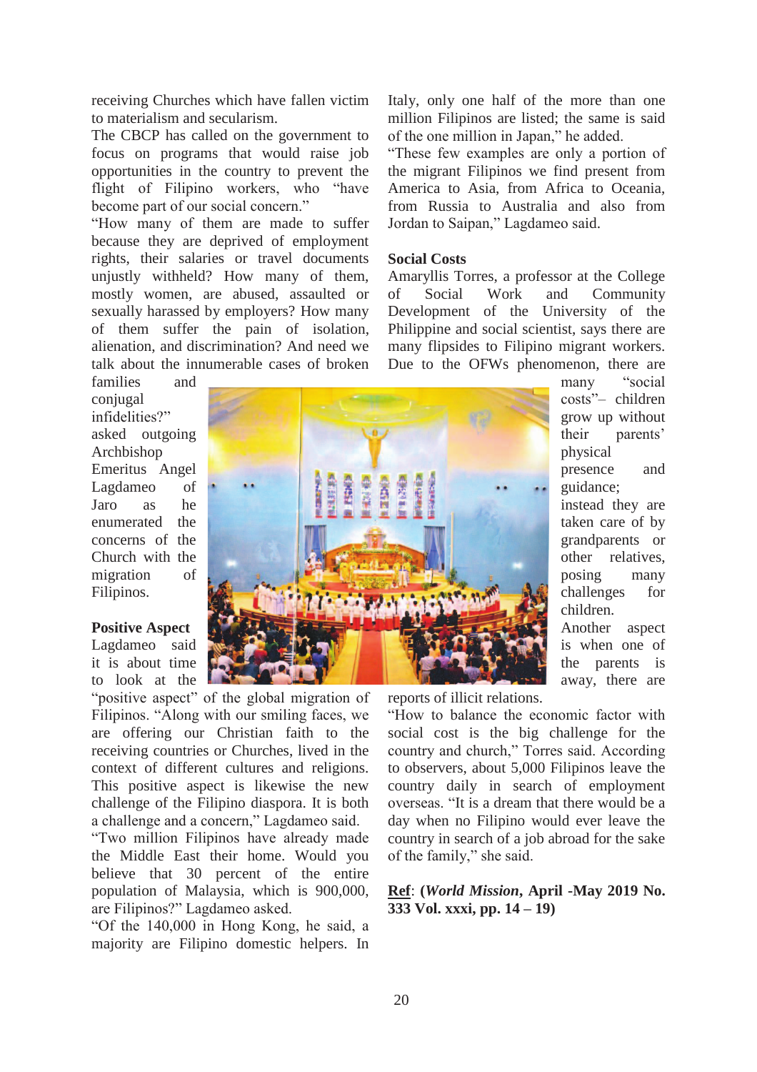receiving Churches which have fallen victim to materialism and secularism.

The CBCP has called on the government to focus on programs that would raise job opportunities in the country to prevent the flight of Filipino workers, who "have become part of our social concern."

"How many of them are made to suffer because they are deprived of employment rights, their salaries or travel documents unjustly withheld? How many of them, mostly women, are abused, assaulted or sexually harassed by employers? How many of them suffer the pain of isolation, alienation, and discrimination? And need we talk about the innumerable cases of broken families and conjugal infidelities?" asked outgoing Archbishop Emeritus Angel Lagdameo of Jaro as he enumerated the concerns of the Church with the migration of Filipinos.

**Positive Aspect**

Lagdameo said it is about time to look at the "positive aspect" of the global migration of Filipinos. "Along with our smiling faces, we are offering our Christian faith to the receiving countries or Churches, lived in the context of different cultures and religions. This positive aspect is likewise the new challenge of the Filipino diaspora. It is both a challenge and a concern," Lagdameo said.

"Two million Filipinos have already made the Middle East their home. Would you believe that 30 percent of the entire population of Malaysia, which is 900,000, are Filipinos?" Lagdameo asked.

"Of the 140,000 in Hong Kong, he said, a majority are Filipino domestic helpers. In Italy, only one half of the more than one million Filipinos are listed; the same is said of the one million in Japan," he added.

"These few examples are only a portion of the migrant Filipinos we find present from America to Asia, from Africa to Oceania, from Russia to Australia and also from Jordan to Saipan," Lagdameo said.

**Social Costs**

Amaryllis Torres, a professor at the College of Social Work and Community Development of the University of the Philippine and social scientist, says there are many flipsides to Filipino migrant workers. Due to the OFWs phenomenon, there are many "social costs"– children grow up without their parents' physical presence and guidance; instead they are taken care of by grandparents or other relatives, posing many challenges for children.

Another aspect is when one of the parents is away, there are reports of illicit relations.

"How to balance the economic factor with social cost is the big challenge for the country and church," Torres said. According to observers, about 5,000 Filipinos leave the country daily in search of employment overseas. "It is a dream that there would be a day when no Filipino would ever leave the country in search of a job abroad for the sake of the family," she said.

**Ref**: **(*World Mission*, April -May 2019 No. 333 Vol. xxxi, pp. 14 – 19)**